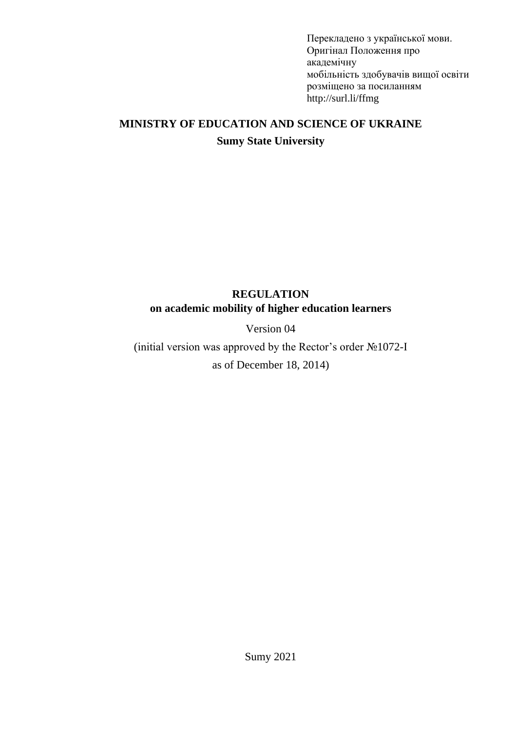Перекладено з української мови.
Оригінал Положення про
академічну
мобільність здобувачів вищої освіти
розміщено за посиланням
http://surl.li/ffmg

**MINISTRY OF EDUCATION AND SCIENCE OF UKRAINE**

**Sumy State University**

# REGULATION
## on academic mobility of higher education learners

Version 04

(initial version was approved by the Rector's order №1072-I
as of December 18, 2014)

Sumy 2021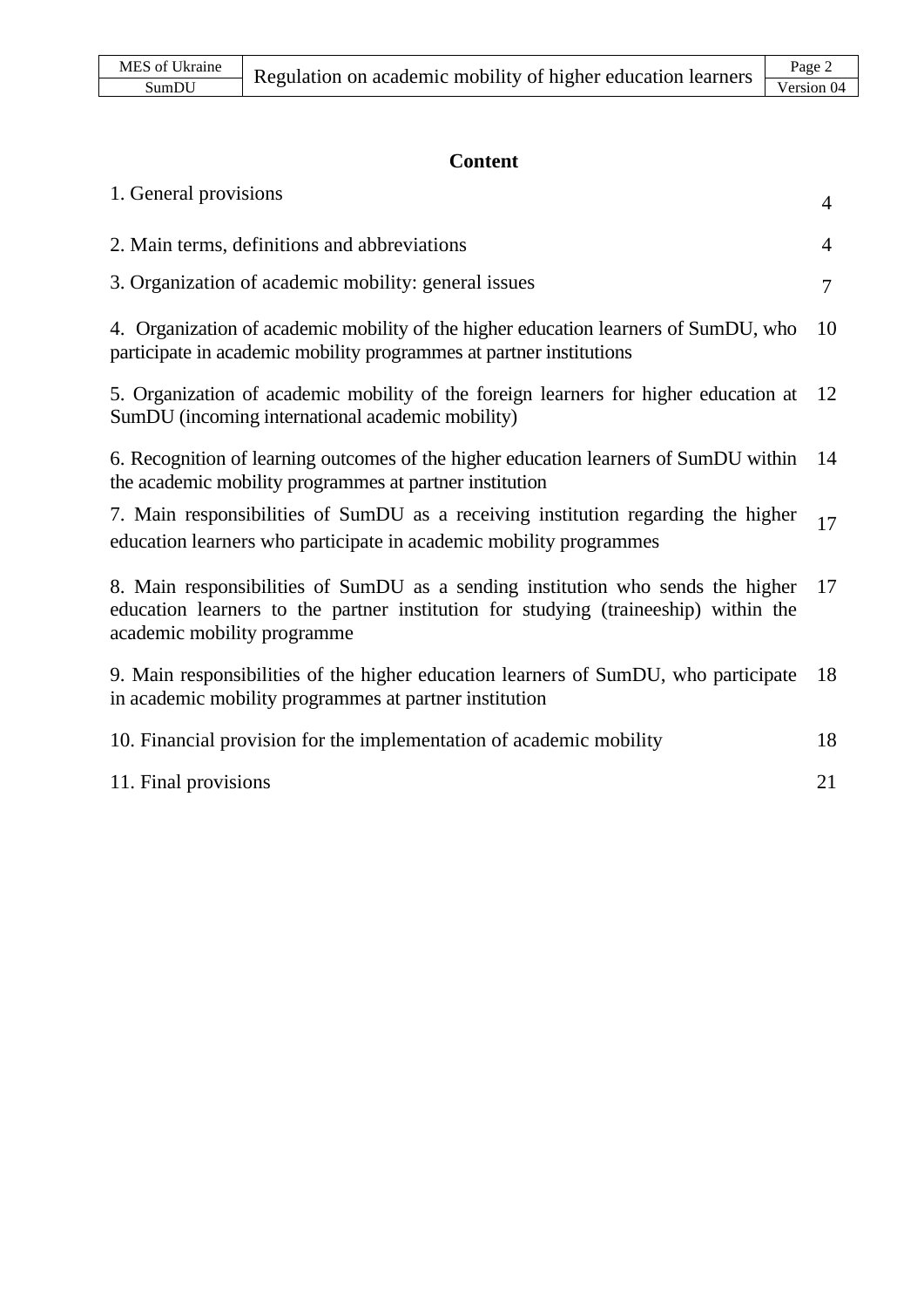## Content

| | |
|---|---|
| 1. General provisions | 4 |
| 2. Main terms, definitions and abbreviations | 4 |
| 3. Organization of academic mobility: general issues | 7 |
| 4. Organization of academic mobility of the higher education learners of SumDU, who participate in academic mobility programmes at partner institutions | 10 |
| 5. Organization of academic mobility of the foreign learners for higher education at SumDU (incoming international academic mobility) | 12 |
| 6. Recognition of learning outcomes of the higher education learners of SumDU within the academic mobility programmes at partner institution | 14 |
| 7. Main responsibilities of SumDU as a receiving institution regarding the higher education learners who participate in academic mobility programmes | 17 |
| 8. Main responsibilities of SumDU as a sending institution who sends the higher education learners to the partner institution for studying (traineeship) within the academic mobility programme | 17 |
| 9. Main responsibilities of the higher education learners of SumDU, who participate in academic mobility programmes at partner institution | 18 |
| 10. Financial provision for the implementation of academic mobility | 18 |
| 11. Final provisions | 21 |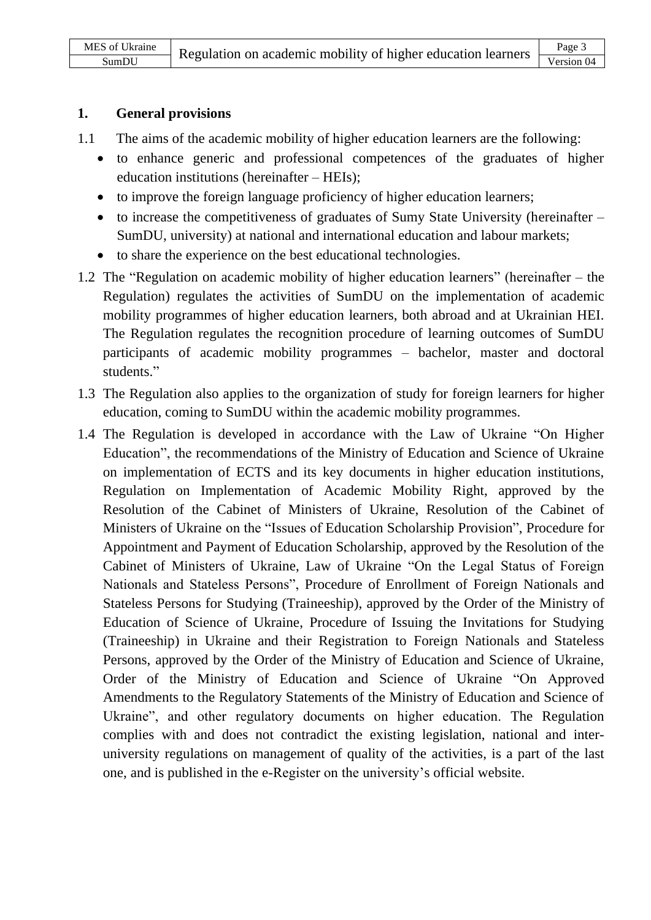## 1. General provisions

1.1 The aims of the academic mobility of higher education learners are the following:

- to enhance generic and professional competences of the graduates of higher education institutions (hereinafter – HEIs);
- to improve the foreign language proficiency of higher education learners;
- to increase the competitiveness of graduates of Sumy State University (hereinafter – SumDU, university) at national and international education and labour markets;
- to share the experience on the best educational technologies.

1.2 The "Regulation on academic mobility of higher education learners" (hereinafter – the Regulation) regulates the activities of SumDU on the implementation of academic mobility programmes of higher education learners, both abroad and at Ukrainian HEI. The Regulation regulates the recognition procedure of learning outcomes of SumDU participants of academic mobility programmes – bachelor, master and doctoral students."

1.3 The Regulation also applies to the organization of study for foreign learners for higher education, coming to SumDU within the academic mobility programmes.

1.4 The Regulation is developed in accordance with the Law of Ukraine "On Higher Education", the recommendations of the Ministry of Education and Science of Ukraine on implementation of ECTS and its key documents in higher education institutions, Regulation on Implementation of Academic Mobility Right, approved by the Resolution of the Cabinet of Ministers of Ukraine, Resolution of the Cabinet of Ministers of Ukraine on the "Issues of Education Scholarship Provision", Procedure for Appointment and Payment of Education Scholarship, approved by the Resolution of the Cabinet of Ministers of Ukraine, Law of Ukraine "On the Legal Status of Foreign Nationals and Stateless Persons", Procedure of Enrollment of Foreign Nationals and Stateless Persons for Studying (Traineeship), approved by the Order of the Ministry of Education of Science of Ukraine, Procedure of Issuing the Invitations for Studying (Traineeship) in Ukraine and their Registration to Foreign Nationals and Stateless Persons, approved by the Order of the Ministry of Education and Science of Ukraine, Order of the Ministry of Education and Science of Ukraine "On Approved Amendments to the Regulatory Statements of the Ministry of Education and Science of Ukraine", and other regulatory documents on higher education. The Regulation complies with and does not contradict the existing legislation, national and inter-university regulations on management of quality of the activities, is a part of the last one, and is published in the e-Register on the university's official website.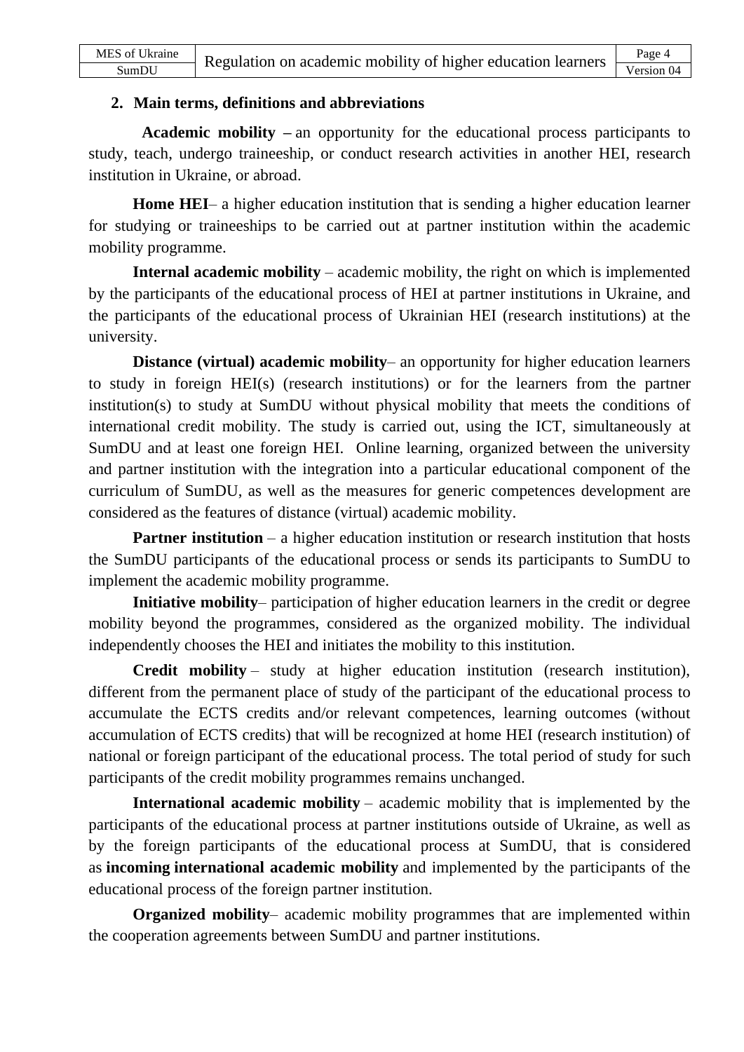## 2. Main terms, definitions and abbreviations

**Academic mobility –** an opportunity for the educational process participants to study, teach, undergo traineeship, or conduct research activities in another HEI, research institution in Ukraine, or abroad.

**Home HEI**– a higher education institution that is sending a higher education learner for studying or traineeships to be carried out at partner institution within the academic mobility programme.

**Internal academic mobility** – academic mobility, the right on which is implemented by the participants of the educational process of HEI at partner institutions in Ukraine, and the participants of the educational process of Ukrainian HEI (research institutions) at the university.

**Distance (virtual) academic mobility**– an opportunity for higher education learners to study in foreign HEI(s) (research institutions) or for the learners from the partner institution(s) to study at SumDU without physical mobility that meets the conditions of international credit mobility. The study is carried out, using the ICT, simultaneously at SumDU and at least one foreign HEI. Online learning, organized between the university and partner institution with the integration into a particular educational component of the curriculum of SumDU, as well as the measures for generic competences development are considered as the features of distance (virtual) academic mobility.

**Partner institution** – a higher education institution or research institution that hosts the SumDU participants of the educational process or sends its participants to SumDU to implement the academic mobility programme.

**Initiative mobility**– participation of higher education learners in the credit or degree mobility beyond the programmes, considered as the organized mobility. The individual independently chooses the HEI and initiates the mobility to this institution.

**Credit mobility** – study at higher education institution (research institution), different from the permanent place of study of the participant of the educational process to accumulate the ECTS credits and/or relevant competences, learning outcomes (without accumulation of ECTS credits) that will be recognized at home HEI (research institution) of national or foreign participant of the educational process. The total period of study for such participants of the credit mobility programmes remains unchanged.

**International academic mobility** – academic mobility that is implemented by the participants of the educational process at partner institutions outside of Ukraine, as well as by the foreign participants of the educational process at SumDU, that is considered as **incoming international academic mobility** and implemented by the participants of the educational process of the foreign partner institution.

**Organized mobility**– academic mobility programmes that are implemented within the cooperation agreements between SumDU and partner institutions.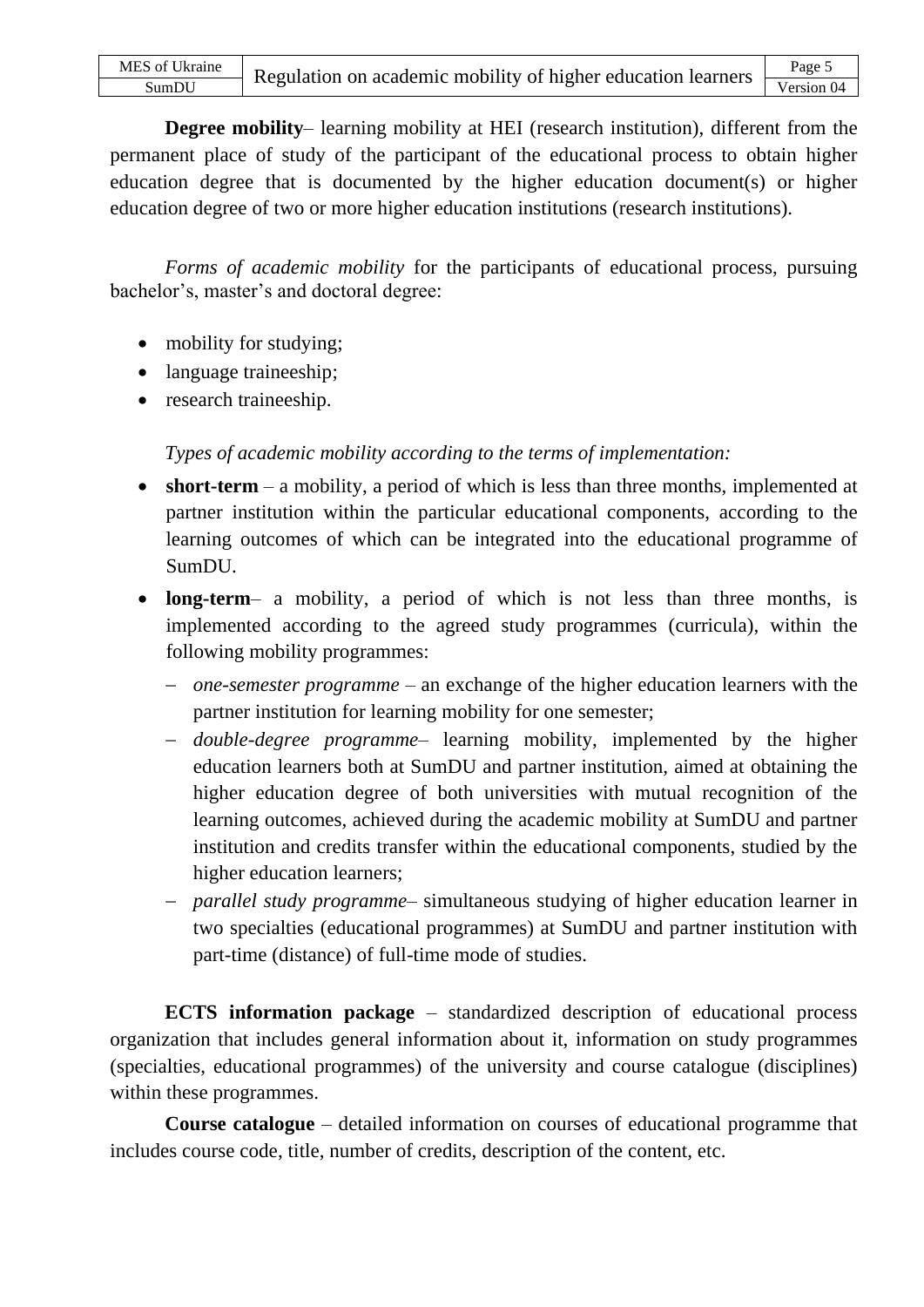**Degree mobility**– learning mobility at HEI (research institution), different from the permanent place of study of the participant of the educational process to obtain higher education degree that is documented by the higher education document(s) or higher education degree of two or more higher education institutions (research institutions).

*Forms of academic mobility* for the participants of educational process, pursuing bachelor's, master's and doctoral degree:

- mobility for studying;
- language traineeship;
- research traineeship.

*Types of academic mobility according to the terms of implementation:*

- **short-term** – a mobility, a period of which is less than three months, implemented at partner institution within the particular educational components, according to the learning outcomes of which can be integrated into the educational programme of SumDU.
- **long-term**– a mobility, a period of which is not less than three months, is implemented according to the agreed study programmes (curricula), within the following mobility programmes:
  - *one-semester programme* – an exchange of the higher education learners with the partner institution for learning mobility for one semester;
  - *double-degree programme*– learning mobility, implemented by the higher education learners both at SumDU and partner institution, aimed at obtaining the higher education degree of both universities with mutual recognition of the learning outcomes, achieved during the academic mobility at SumDU and partner institution and credits transfer within the educational components, studied by the higher education learners;
  - *parallel study programme*– simultaneous studying of higher education learner in two specialties (educational programmes) at SumDU and partner institution with part-time (distance) of full-time mode of studies.

**ECTS information package** – standardized description of educational process organization that includes general information about it, information on study programmes (specialties, educational programmes) of the university and course catalogue (disciplines) within these programmes.

**Course catalogue** – detailed information on courses of educational programme that includes course code, title, number of credits, description of the content, etc.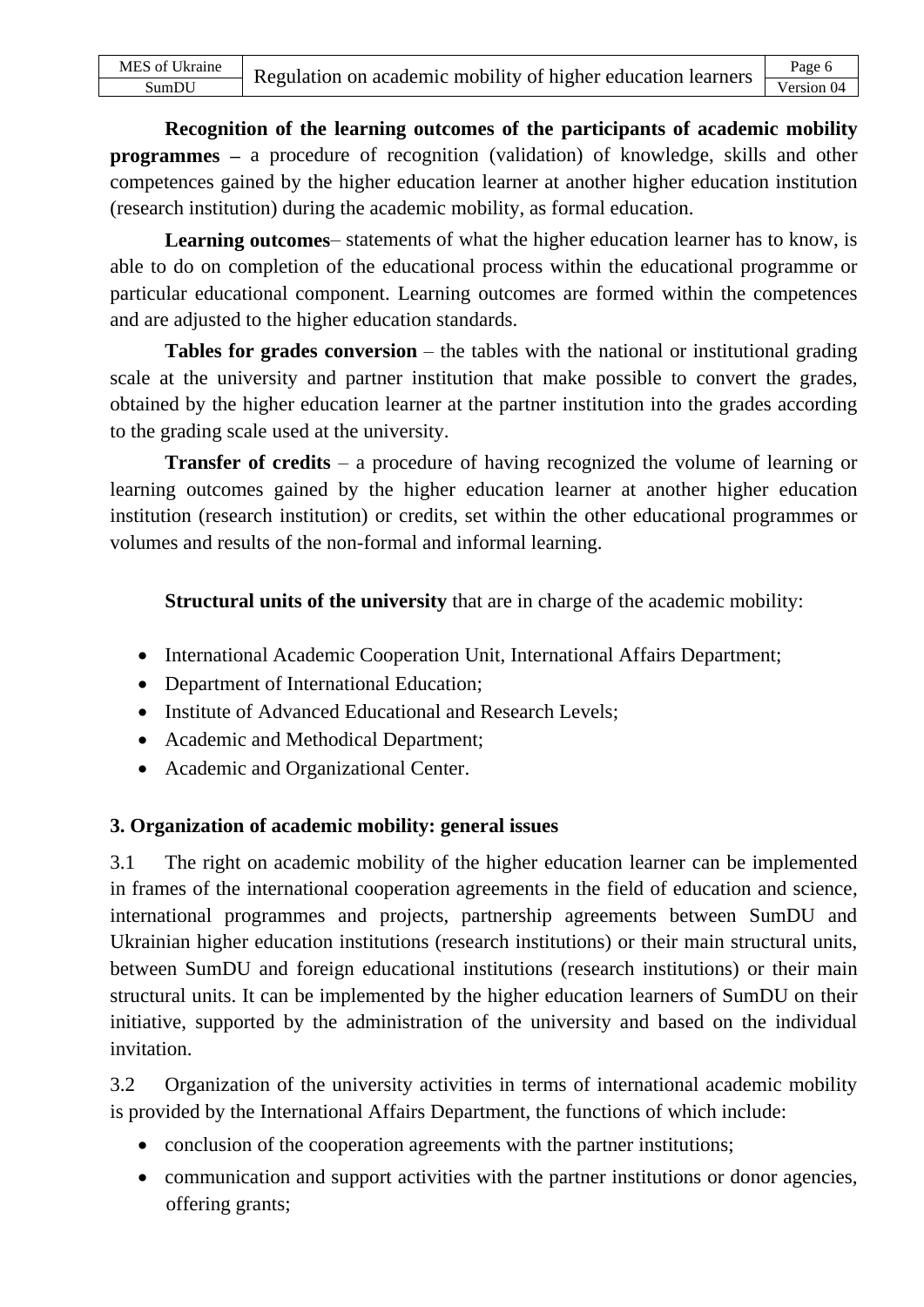**Recognition of the learning outcomes of the participants of academic mobility programmes –** a procedure of recognition (validation) of knowledge, skills and other competences gained by the higher education learner at another higher education institution (research institution) during the academic mobility, as formal education.

**Learning outcomes**– statements of what the higher education learner has to know, is able to do on completion of the educational process within the educational programme or particular educational component. Learning outcomes are formed within the competences and are adjusted to the higher education standards.

**Tables for grades conversion** – the tables with the national or institutional grading scale at the university and partner institution that make possible to convert the grades, obtained by the higher education learner at the partner institution into the grades according to the grading scale used at the university.

**Transfer of credits** – a procedure of having recognized the volume of learning or learning outcomes gained by the higher education learner at another higher education institution (research institution) or credits, set within the other educational programmes or volumes and results of the non-formal and informal learning.

**Structural units of the university** that are in charge of the academic mobility:

- International Academic Cooperation Unit, International Affairs Department;
- Department of International Education;
- Institute of Advanced Educational and Research Levels;
- Academic and Methodical Department;
- Academic and Organizational Center.

## 3. Organization of academic mobility: general issues

3.1 The right on academic mobility of the higher education learner can be implemented in frames of the international cooperation agreements in the field of education and science, international programmes and projects, partnership agreements between SumDU and Ukrainian higher education institutions (research institutions) or their main structural units, between SumDU and foreign educational institutions (research institutions) or their main structural units. It can be implemented by the higher education learners of SumDU on their initiative, supported by the administration of the university and based on the individual invitation.

3.2 Organization of the university activities in terms of international academic mobility is provided by the International Affairs Department, the functions of which include:

- conclusion of the cooperation agreements with the partner institutions;
- communication and support activities with the partner institutions or donor agencies, offering grants;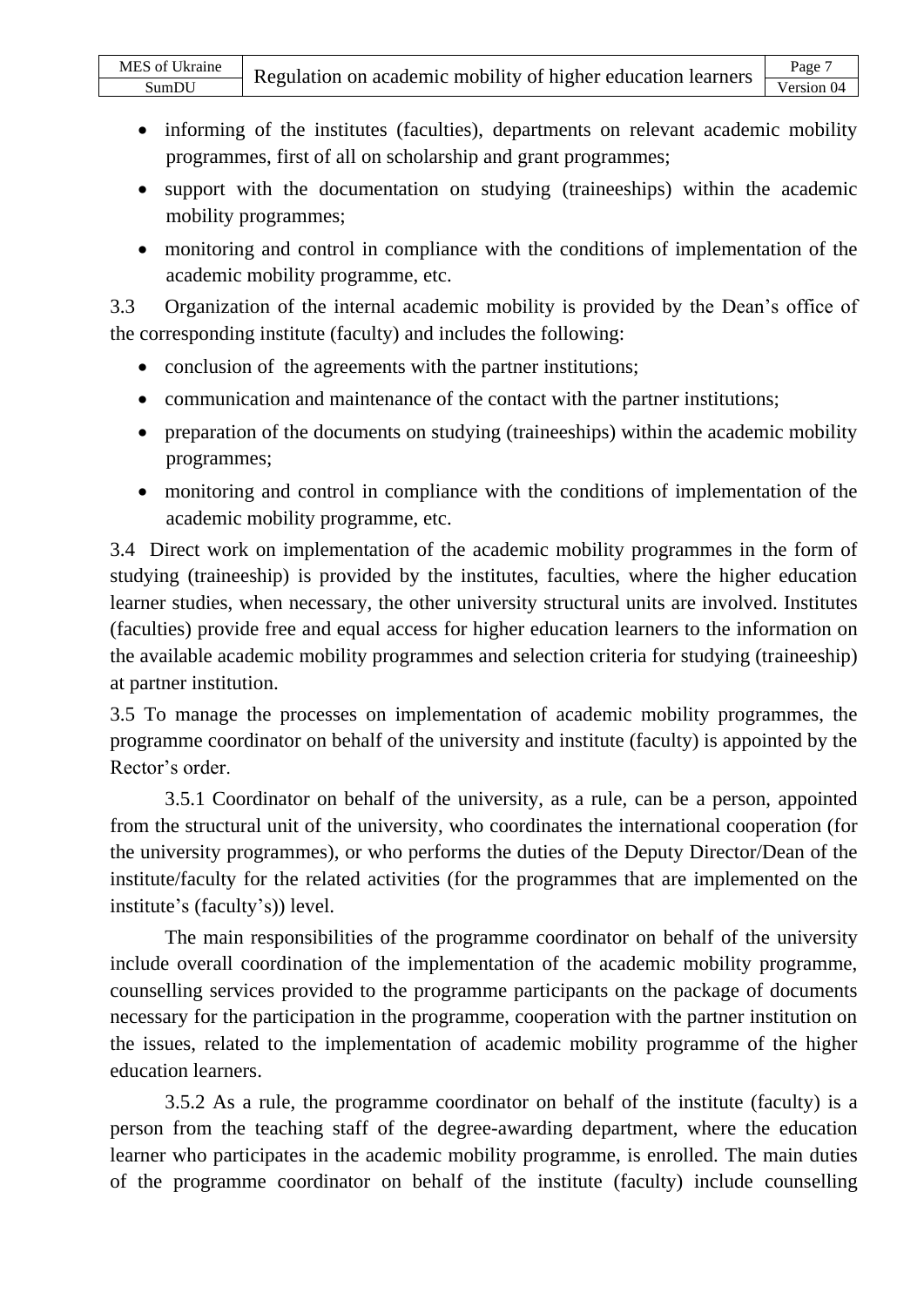- informing of the institutes (faculties), departments on relevant academic mobility programmes, first of all on scholarship and grant programmes;
- support with the documentation on studying (traineeships) within the academic mobility programmes;
- monitoring and control in compliance with the conditions of implementation of the academic mobility programme, etc.

3.3 Organization of the internal academic mobility is provided by the Dean’s office of the corresponding institute (faculty) and includes the following:

- conclusion of the agreements with the partner institutions;
- communication and maintenance of the contact with the partner institutions;
- preparation of the documents on studying (traineeships) within the academic mobility programmes;
- monitoring and control in compliance with the conditions of implementation of the academic mobility programme, etc.

3.4 Direct work on implementation of the academic mobility programmes in the form of studying (traineeship) is provided by the institutes, faculties, where the higher education learner studies, when necessary, the other university structural units are involved. Institutes (faculties) provide free and equal access for higher education learners to the information on the available academic mobility programmes and selection criteria for studying (traineeship) at partner institution.

3.5 To manage the processes on implementation of academic mobility programmes, the programme coordinator on behalf of the university and institute (faculty) is appointed by the Rector’s order.

3.5.1 Coordinator on behalf of the university, as a rule, can be a person, appointed from the structural unit of the university, who coordinates the international cooperation (for the university programmes), or who performs the duties of the Deputy Director/Dean of the institute/faculty for the related activities (for the programmes that are implemented on the institute’s (faculty’s)) level.

The main responsibilities of the programme coordinator on behalf of the university include overall coordination of the implementation of the academic mobility programme, counselling services provided to the programme participants on the package of documents necessary for the participation in the programme, cooperation with the partner institution on the issues, related to the implementation of academic mobility programme of the higher education learners.

3.5.2 As a rule, the programme coordinator on behalf of the institute (faculty) is a person from the teaching staff of the degree-awarding department, where the education learner who participates in the academic mobility programme, is enrolled. The main duties of the programme coordinator on behalf of the institute (faculty) include counselling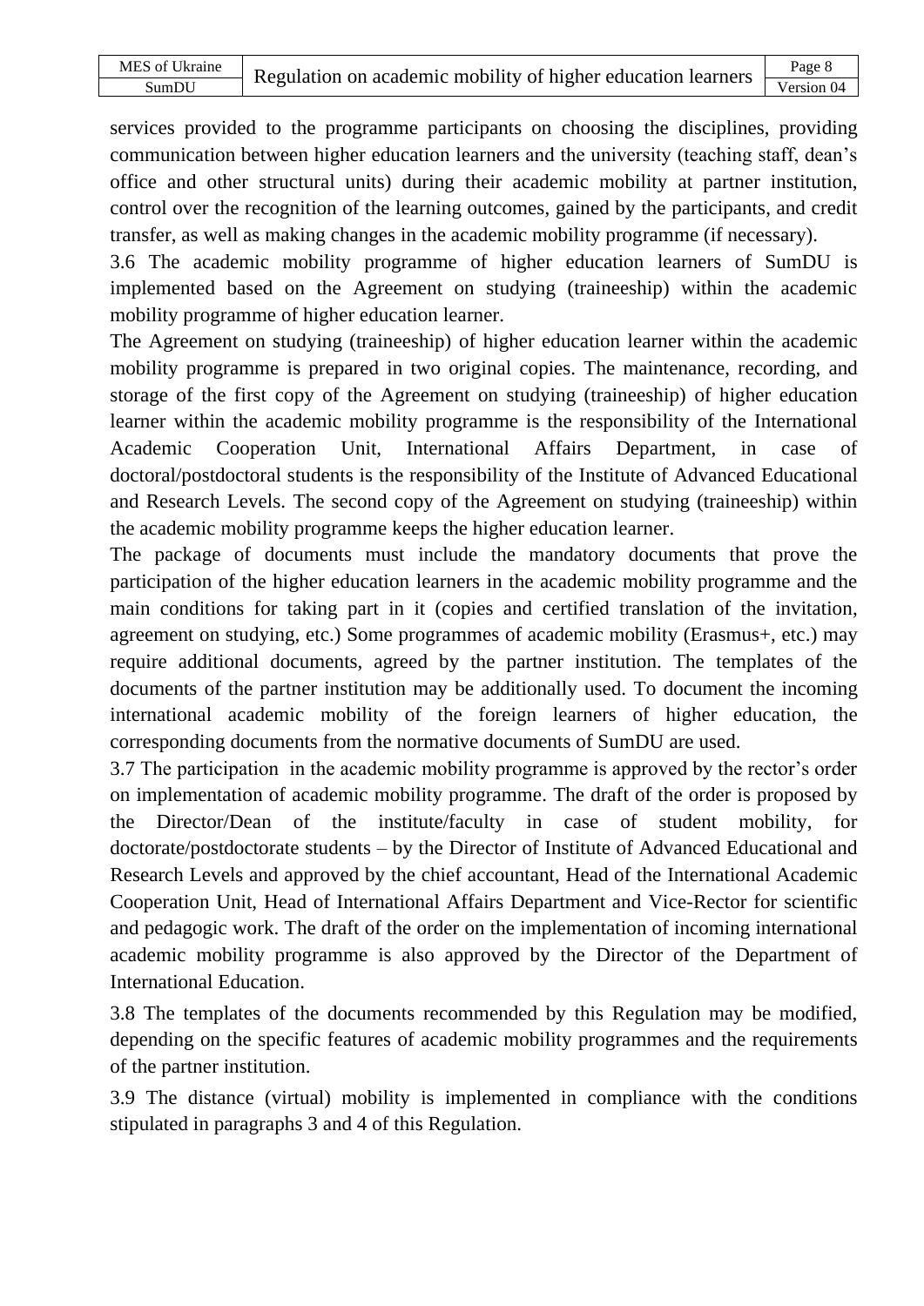services provided to the programme participants on choosing the disciplines, providing communication between higher education learners and the university (teaching staff, dean's office and other structural units) during their academic mobility at partner institution, control over the recognition of the learning outcomes, gained by the participants, and credit transfer, as well as making changes in the academic mobility programme (if necessary).

3.6 The academic mobility programme of higher education learners of SumDU is implemented based on the Agreement on studying (traineeship) within the academic mobility programme of higher education learner.

The Agreement on studying (traineeship) of higher education learner within the academic mobility programme is prepared in two original copies. The maintenance, recording, and storage of the first copy of the Agreement on studying (traineeship) of higher education learner within the academic mobility programme is the responsibility of the International Academic Cooperation Unit, International Affairs Department, in case of doctoral/postdoctoral students is the responsibility of the Institute of Advanced Educational and Research Levels. The second copy of the Agreement on studying (traineeship) within the academic mobility programme keeps the higher education learner.

The package of documents must include the mandatory documents that prove the participation of the higher education learners in the academic mobility programme and the main conditions for taking part in it (copies and certified translation of the invitation, agreement on studying, etc.) Some programmes of academic mobility (Erasmus+, etc.) may require additional documents, agreed by the partner institution. The templates of the documents of the partner institution may be additionally used. To document the incoming international academic mobility of the foreign learners of higher education, the corresponding documents from the normative documents of SumDU are used.

3.7 The participation in the academic mobility programme is approved by the rector's order on implementation of academic mobility programme. The draft of the order is proposed by the Director/Dean of the institute/faculty in case of student mobility, for doctorate/postdoctorate students – by the Director of Institute of Advanced Educational and Research Levels and approved by the chief accountant, Head of the International Academic Cooperation Unit, Head of International Affairs Department and Vice-Rector for scientific and pedagogic work. The draft of the order on the implementation of incoming international academic mobility programme is also approved by the Director of the Department of International Education.

3.8 The templates of the documents recommended by this Regulation may be modified, depending on the specific features of academic mobility programmes and the requirements of the partner institution.

3.9 The distance (virtual) mobility is implemented in compliance with the conditions stipulated in paragraphs 3 and 4 of this Regulation.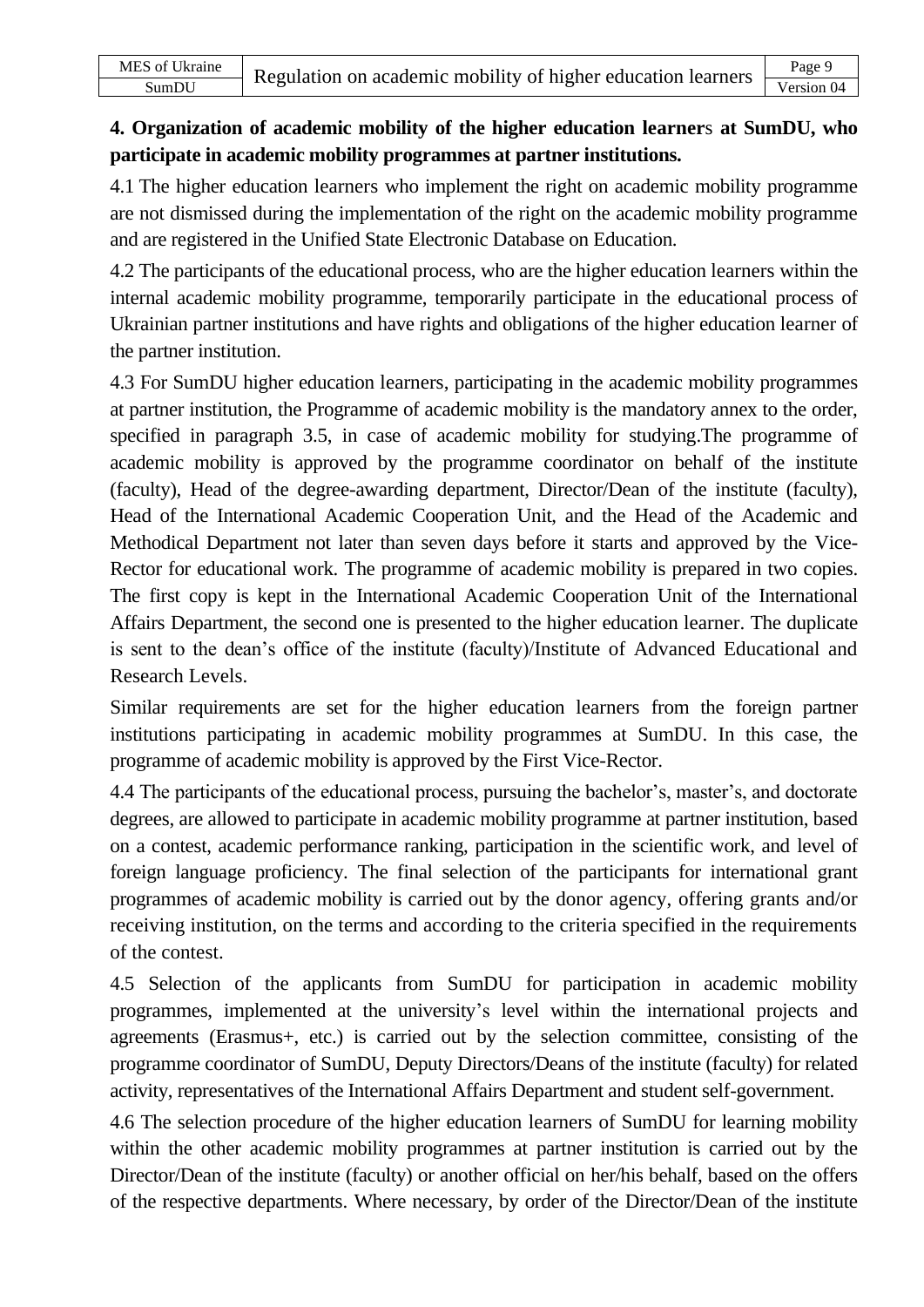## 4. Organization of academic mobility of the higher education learners at SumDU, who participate in academic mobility programmes at partner institutions.

4.1 The higher education learners who implement the right on academic mobility programme are not dismissed during the implementation of the right on the academic mobility programme and are registered in the Unified State Electronic Database on Education.

4.2 The participants of the educational process, who are the higher education learners within the internal academic mobility programme, temporarily participate in the educational process of Ukrainian partner institutions and have rights and obligations of the higher education learner of the partner institution.

4.3 For SumDU higher education learners, participating in the academic mobility programmes at partner institution, the Programme of academic mobility is the mandatory annex to the order, specified in paragraph 3.5, in case of academic mobility for studying.The programme of academic mobility is approved by the programme coordinator on behalf of the institute (faculty), Head of the degree-awarding department, Director/Dean of the institute (faculty), Head of the International Academic Cooperation Unit, and the Head of the Academic and Methodical Department not later than seven days before it starts and approved by the Vice-Rector for educational work. The programme of academic mobility is prepared in two copies. The first copy is kept in the International Academic Cooperation Unit of the International Affairs Department, the second one is presented to the higher education learner. The duplicate is sent to the dean's office of the institute (faculty)/Institute of Advanced Educational and Research Levels.

Similar requirements are set for the higher education learners from the foreign partner institutions participating in academic mobility programmes at SumDU. In this case, the programme of academic mobility is approved by the First Vice-Rector.

4.4 The participants of the educational process, pursuing the bachelor's, master's, and doctorate degrees, are allowed to participate in academic mobility programme at partner institution, based on a contest, academic performance ranking, participation in the scientific work, and level of foreign language proficiency. The final selection of the participants for international grant programmes of academic mobility is carried out by the donor agency, offering grants and/or receiving institution, on the terms and according to the criteria specified in the requirements of the contest.

4.5 Selection of the applicants from SumDU for participation in academic mobility programmes, implemented at the university's level within the international projects and agreements (Erasmus+, etc.) is carried out by the selection committee, consisting of the programme coordinator of SumDU, Deputy Directors/Deans of the institute (faculty) for related activity, representatives of the International Affairs Department and student self-government.

4.6 The selection procedure of the higher education learners of SumDU for learning mobility within the other academic mobility programmes at partner institution is carried out by the Director/Dean of the institute (faculty) or another official on her/his behalf, based on the offers of the respective departments. Where necessary, by order of the Director/Dean of the institute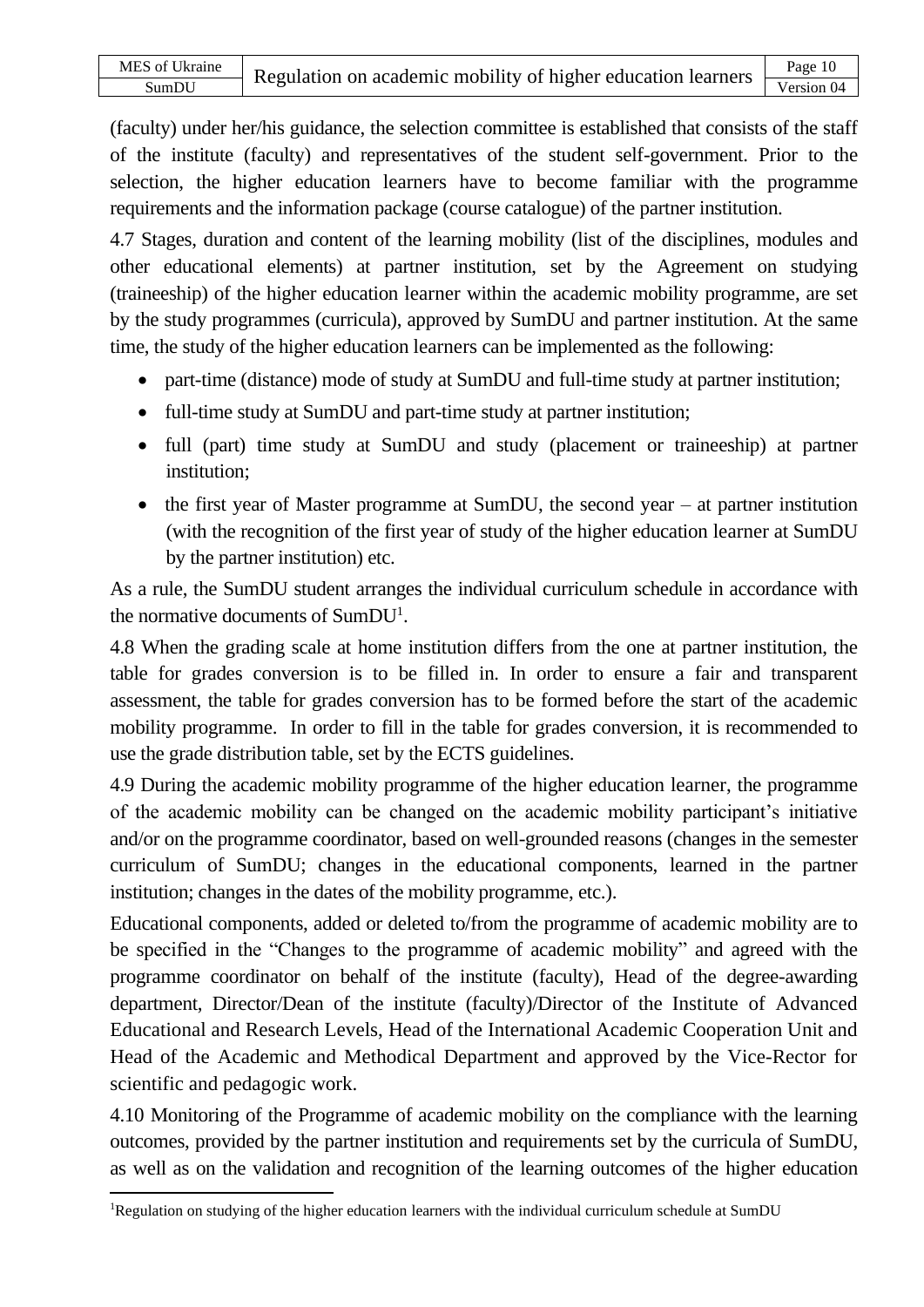(faculty) under her/his guidance, the selection committee is established that consists of the staff of the institute (faculty) and representatives of the student self-government. Prior to the selection, the higher education learners have to become familiar with the programme requirements and the information package (course catalogue) of the partner institution.

4.7 Stages, duration and content of the learning mobility (list of the disciplines, modules and other educational elements) at partner institution, set by the Agreement on studying (traineeship) of the higher education learner within the academic mobility programme, are set by the study programmes (curricula), approved by SumDU and partner institution. At the same time, the study of the higher education learners can be implemented as the following:

- part-time (distance) mode of study at SumDU and full-time study at partner institution;
- full-time study at SumDU and part-time study at partner institution;
- full (part) time study at SumDU and study (placement or traineeship) at partner institution;
- the first year of Master programme at SumDU, the second year – at partner institution (with the recognition of the first year of study of the higher education learner at SumDU by the partner institution) etc.

As a rule, the SumDU student arranges the individual curriculum schedule in accordance with the normative documents of SumDU[1].

4.8 When the grading scale at home institution differs from the one at partner institution, the table for grades conversion is to be filled in. In order to ensure a fair and transparent assessment, the table for grades conversion has to be formed before the start of the academic mobility programme. In order to fill in the table for grades conversion, it is recommended to use the grade distribution table, set by the ECTS guidelines.

4.9 During the academic mobility programme of the higher education learner, the programme of the academic mobility can be changed on the academic mobility participant's initiative and/or on the programme coordinator, based on well-grounded reasons (changes in the semester curriculum of SumDU; changes in the educational components, learned in the partner institution; changes in the dates of the mobility programme, etc.).

Educational components, added or deleted to/from the programme of academic mobility are to be specified in the "Changes to the programme of academic mobility" and agreed with the programme coordinator on behalf of the institute (faculty), Head of the degree-awarding department, Director/Dean of the institute (faculty)/Director of the Institute of Advanced Educational and Research Levels, Head of the International Academic Cooperation Unit and Head of the Academic and Methodical Department and approved by the Vice-Rector for scientific and pedagogic work.

4.10 Monitoring of the Programme of academic mobility on the compliance with the learning outcomes, provided by the partner institution and requirements set by the curricula of SumDU, as well as on the validation and recognition of the learning outcomes of the higher education

---

[1] Regulation on studying of the higher education learners with the individual curriculum schedule at SumDU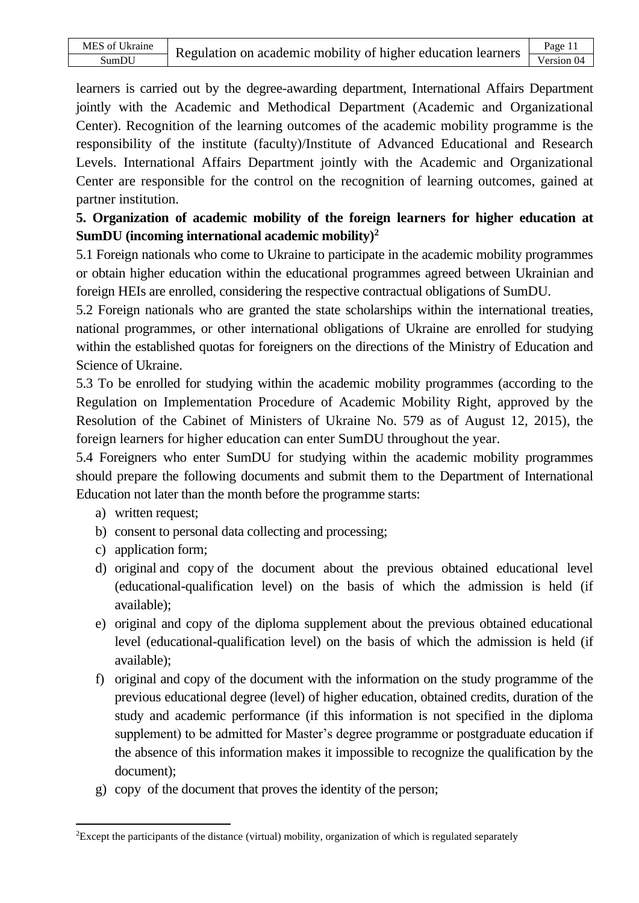learners is carried out by the degree-awarding department, International Affairs Department jointly with the Academic and Methodical Department (Academic and Organizational Center). Recognition of the learning outcomes of the academic mobility programme is the responsibility of the institute (faculty)/Institute of Advanced Educational and Research Levels. International Affairs Department jointly with the Academic and Organizational Center are responsible for the control on the recognition of learning outcomes, gained at partner institution.

## 5. Organization of academic mobility of the foreign learners for higher education at SumDU (incoming international academic mobility)[2]

5.1 Foreign nationals who come to Ukraine to participate in the academic mobility programmes or obtain higher education within the educational programmes agreed between Ukrainian and foreign HEIs are enrolled, considering the respective contractual obligations of SumDU.

5.2 Foreign nationals who are granted the state scholarships within the international treaties, national programmes, or other international obligations of Ukraine are enrolled for studying within the established quotas for foreigners on the directions of the Ministry of Education and Science of Ukraine.

5.3 To be enrolled for studying within the academic mobility programmes (according to the Regulation on Implementation Procedure of Academic Mobility Right, approved by the Resolution of the Cabinet of Ministers of Ukraine No. 579 as of August 12, 2015), the foreign learners for higher education can enter SumDU throughout the year.

5.4 Foreigners who enter SumDU for studying within the academic mobility programmes should prepare the following documents and submit them to the Department of International Education not later than the month before the programme starts:

a) written request;
b) consent to personal data collecting and processing;
c) application form;
d) original and copy of the document about the previous obtained educational level (educational-qualification level) on the basis of which the admission is held (if available);
e) original and copy of the diploma supplement about the previous obtained educational level (educational-qualification level) on the basis of which the admission is held (if available);
f) original and copy of the document with the information on the study programme of the previous educational degree (level) of higher education, obtained credits, duration of the study and academic performance (if this information is not specified in the diploma supplement) to be admitted for Master's degree programme or postgraduate education if the absence of this information makes it impossible to recognize the qualification by the document);
g) copy of the document that proves the identity of the person;

---

[2] Except the participants of the distance (virtual) mobility, organization of which is regulated separately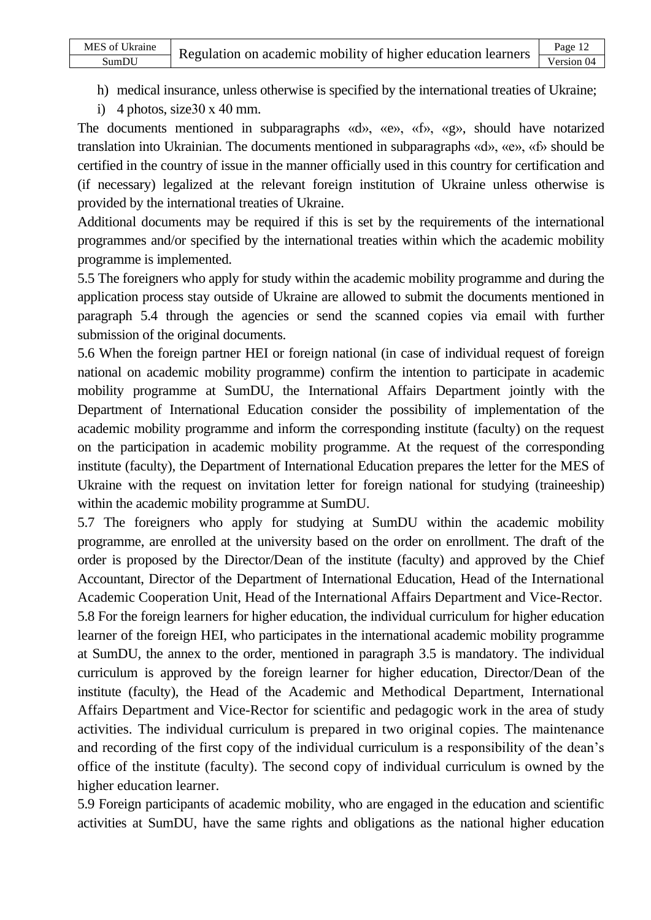h) medical insurance, unless otherwise is specified by the international treaties of Ukraine;
i) 4 photos, size30 x 40 mm.

The documents mentioned in subparagraphs «d», «e», «f», «g», should have notarized translation into Ukrainian. The documents mentioned in subparagraphs «d», «e», «f» should be certified in the country of issue in the manner officially used in this country for certification and (if necessary) legalized at the relevant foreign institution of Ukraine unless otherwise is provided by the international treaties of Ukraine.

Additional documents may be required if this is set by the requirements of the international programmes and/or specified by the international treaties within which the academic mobility programme is implemented.

5.5 The foreigners who apply for study within the academic mobility programme and during the application process stay outside of Ukraine are allowed to submit the documents mentioned in paragraph 5.4 through the agencies or send the scanned copies via email with further submission of the original documents.

5.6 When the foreign partner HEI or foreign national (in case of individual request of foreign national on academic mobility programme) confirm the intention to participate in academic mobility programme at SumDU, the International Affairs Department jointly with the Department of International Education consider the possibility of implementation of the academic mobility programme and inform the corresponding institute (faculty) on the request on the participation in academic mobility programme. At the request of the corresponding institute (faculty), the Department of International Education prepares the letter for the MES of Ukraine with the request on invitation letter for foreign national for studying (traineeship) within the academic mobility programme at SumDU.

5.7 The foreigners who apply for studying at SumDU within the academic mobility programme, are enrolled at the university based on the order on enrollment. The draft of the order is proposed by the Director/Dean of the institute (faculty) and approved by the Chief Accountant, Director of the Department of International Education, Head of the International Academic Cooperation Unit, Head of the International Affairs Department and Vice-Rector.

5.8 For the foreign learners for higher education, the individual curriculum for higher education learner of the foreign HEI, who participates in the international academic mobility programme at SumDU, the annex to the order, mentioned in paragraph 3.5 is mandatory. The individual curriculum is approved by the foreign learner for higher education, Director/Dean of the institute (faculty), the Head of the Academic and Methodical Department, International Affairs Department and Vice-Rector for scientific and pedagogic work in the area of study activities. The individual curriculum is prepared in two original copies. The maintenance and recording of the first copy of the individual curriculum is a responsibility of the dean's office of the institute (faculty). The second copy of individual curriculum is owned by the higher education learner.

5.9 Foreign participants of academic mobility, who are engaged in the education and scientific activities at SumDU, have the same rights and obligations as the national higher education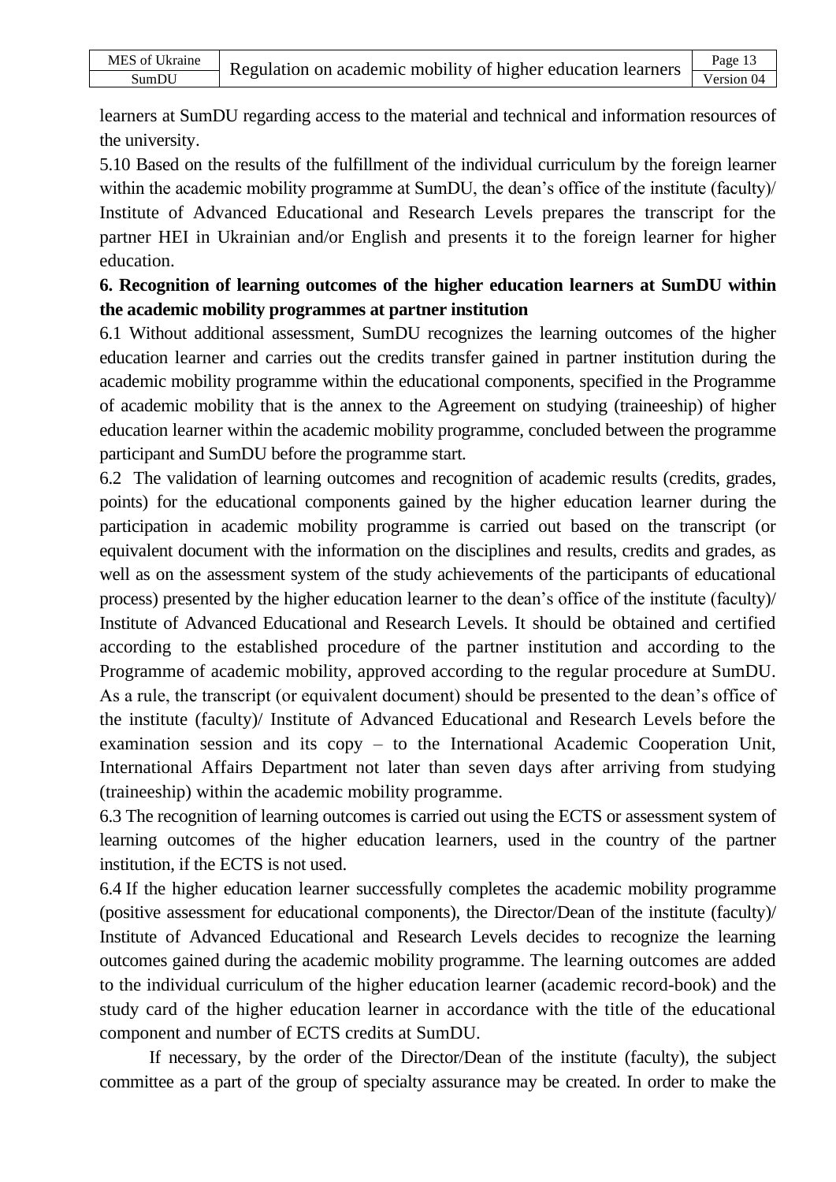learners at SumDU regarding access to the material and technical and information resources of the university.

5.10 Based on the results of the fulfillment of the individual curriculum by the foreign learner within the academic mobility programme at SumDU, the dean's office of the institute (faculty)/ Institute of Advanced Educational and Research Levels prepares the transcript for the partner HEI in Ukrainian and/or English and presents it to the foreign learner for higher education.

**6. Recognition of learning outcomes of the higher education learners at SumDU within the academic mobility programmes at partner institution**

6.1 Without additional assessment, SumDU recognizes the learning outcomes of the higher education learner and carries out the credits transfer gained in partner institution during the academic mobility programme within the educational components, specified in the Programme of academic mobility that is the annex to the Agreement on studying (traineeship) of higher education learner within the academic mobility programme, concluded between the programme participant and SumDU before the programme start.

6.2 The validation of learning outcomes and recognition of academic results (credits, grades, points) for the educational components gained by the higher education learner during the participation in academic mobility programme is carried out based on the transcript (or equivalent document with the information on the disciplines and results, credits and grades, as well as on the assessment system of the study achievements of the participants of educational process) presented by the higher education learner to the dean's office of the institute (faculty)/ Institute of Advanced Educational and Research Levels. It should be obtained and certified according to the established procedure of the partner institution and according to the Programme of academic mobility, approved according to the regular procedure at SumDU. As a rule, the transcript (or equivalent document) should be presented to the dean's office of the institute (faculty)/ Institute of Advanced Educational and Research Levels before the examination session and its copy – to the International Academic Cooperation Unit, International Affairs Department not later than seven days after arriving from studying (traineeship) within the academic mobility programme.

6.3 The recognition of learning outcomes is carried out using the ECTS or assessment system of learning outcomes of the higher education learners, used in the country of the partner institution, if the ECTS is not used.

6.4 If the higher education learner successfully completes the academic mobility programme (positive assessment for educational components), the Director/Dean of the institute (faculty)/ Institute of Advanced Educational and Research Levels decides to recognize the learning outcomes gained during the academic mobility programme. The learning outcomes are added to the individual curriculum of the higher education learner (academic record-book) and the study card of the higher education learner in accordance with the title of the educational component and number of ECTS credits at SumDU.

If necessary, by the order of the Director/Dean of the institute (faculty), the subject committee as a part of the group of specialty assurance may be created. In order to make the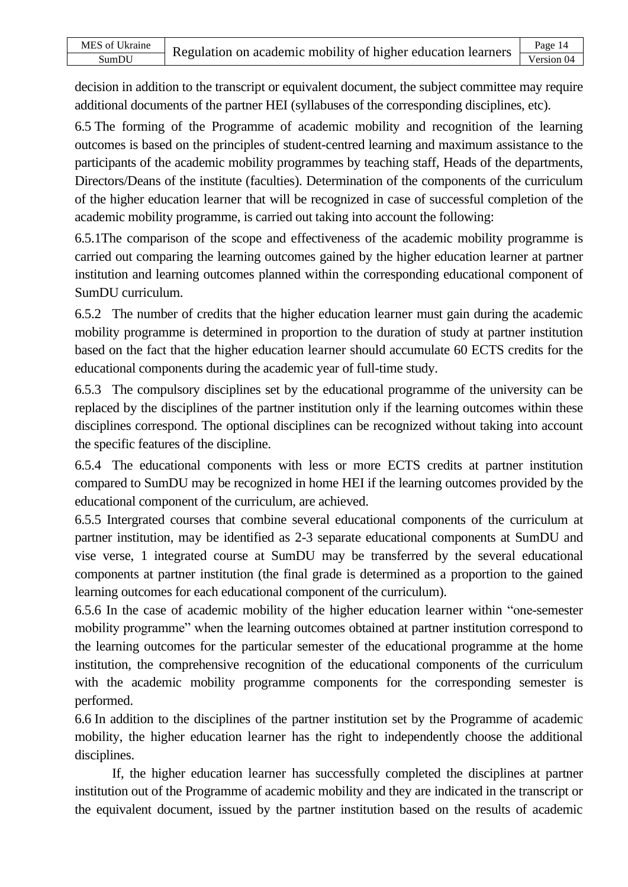decision in addition to the transcript or equivalent document, the subject committee may require additional documents of the partner HEI (syllabuses of the corresponding disciplines, etc).

6.5 The forming of the Programme of academic mobility and recognition of the learning outcomes is based on the principles of student-centred learning and maximum assistance to the participants of the academic mobility programmes by teaching staff, Heads of the departments, Directors/Deans of the institute (faculties). Determination of the components of the curriculum of the higher education learner that will be recognized in case of successful completion of the academic mobility programme, is carried out taking into account the following:

6.5.1The comparison of the scope and effectiveness of the academic mobility programme is carried out comparing the learning outcomes gained by the higher education learner at partner institution and learning outcomes planned within the corresponding educational component of SumDU curriculum.

6.5.2 The number of credits that the higher education learner must gain during the academic mobility programme is determined in proportion to the duration of study at partner institution based on the fact that the higher education learner should accumulate 60 ECTS credits for the educational components during the academic year of full-time study.

6.5.3 The compulsory disciplines set by the educational programme of the university can be replaced by the disciplines of the partner institution only if the learning outcomes within these disciplines correspond. The optional disciplines can be recognized without taking into account the specific features of the discipline.

6.5.4 The educational components with less or more ECTS credits at partner institution compared to SumDU may be recognized in home HEI if the learning outcomes provided by the educational component of the curriculum, are achieved.

6.5.5 Intergrated courses that combine several educational components of the curriculum at partner institution, may be identified as 2-3 separate educational components at SumDU and vise verse, 1 integrated course at SumDU may be transferred by the several educational components at partner institution (the final grade is determined as a proportion to the gained learning outcomes for each educational component of the curriculum).

6.5.6 In the case of academic mobility of the higher education learner within "one-semester mobility programme" when the learning outcomes obtained at partner institution correspond to the learning outcomes for the particular semester of the educational programme at the home institution, the comprehensive recognition of the educational components of the curriculum with the academic mobility programme components for the corresponding semester is performed.

6.6 In addition to the disciplines of the partner institution set by the Programme of academic mobility, the higher education learner has the right to independently choose the additional disciplines.

If, the higher education learner has successfully completed the disciplines at partner institution out of the Programme of academic mobility and they are indicated in the transcript or the equivalent document, issued by the partner institution based on the results of academic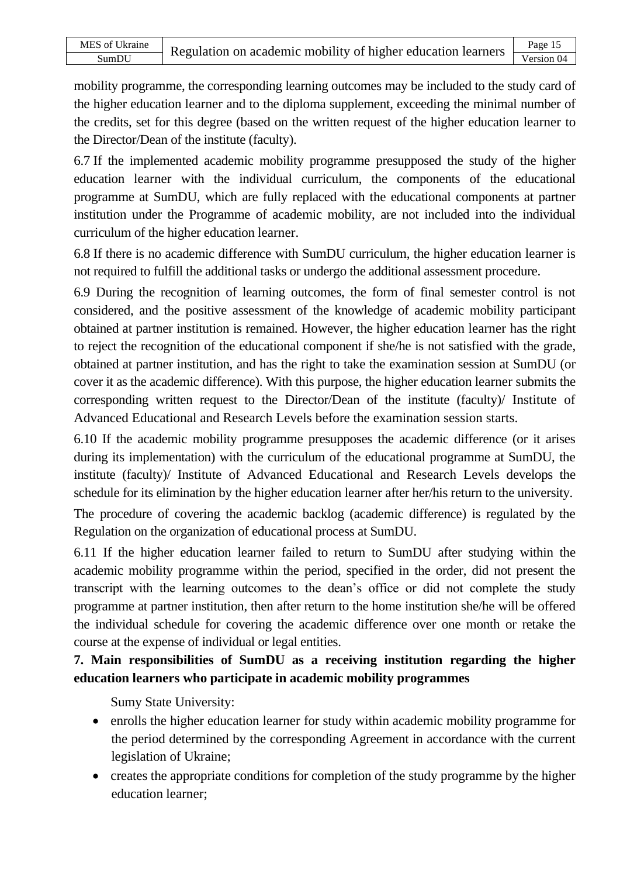mobility programme, the corresponding learning outcomes may be included to the study card of the higher education learner and to the diploma supplement, exceeding the minimal number of the credits, set for this degree (based on the written request of the higher education learner to the Director/Dean of the institute (faculty).

6.7 If the implemented academic mobility programme presupposed the study of the higher education learner with the individual curriculum, the components of the educational programme at SumDU, which are fully replaced with the educational components at partner institution under the Programme of academic mobility, are not included into the individual curriculum of the higher education learner.

6.8 If there is no academic difference with SumDU curriculum, the higher education learner is not required to fulfill the additional tasks or undergo the additional assessment procedure.

6.9 During the recognition of learning outcomes, the form of final semester control is not considered, and the positive assessment of the knowledge of academic mobility participant obtained at partner institution is remained. However, the higher education learner has the right to reject the recognition of the educational component if she/he is not satisfied with the grade, obtained at partner institution, and has the right to take the examination session at SumDU (or cover it as the academic difference). With this purpose, the higher education learner submits the corresponding written request to the Director/Dean of the institute (faculty)/ Institute of Advanced Educational and Research Levels before the examination session starts.

6.10 If the academic mobility programme presupposes the academic difference (or it arises during its implementation) with the curriculum of the educational programme at SumDU, the institute (faculty)/ Institute of Advanced Educational and Research Levels develops the schedule for its elimination by the higher education learner after her/his return to the university.

The procedure of covering the academic backlog (academic difference) is regulated by the Regulation on the organization of educational process at SumDU.

6.11 If the higher education learner failed to return to SumDU after studying within the academic mobility programme within the period, specified in the order, did not present the transcript with the learning outcomes to the dean's office or did not complete the study programme at partner institution, then after return to the home institution she/he will be offered the individual schedule for covering the academic difference over one month or retake the course at the expense of individual or legal entities.

**7. Main responsibilities of SumDU as a receiving institution regarding the higher education learners who participate in academic mobility programmes**

Sumy State University:

- enrolls the higher education learner for study within academic mobility programme for the period determined by the corresponding Agreement in accordance with the current legislation of Ukraine;
- creates the appropriate conditions for completion of the study programme by the higher education learner;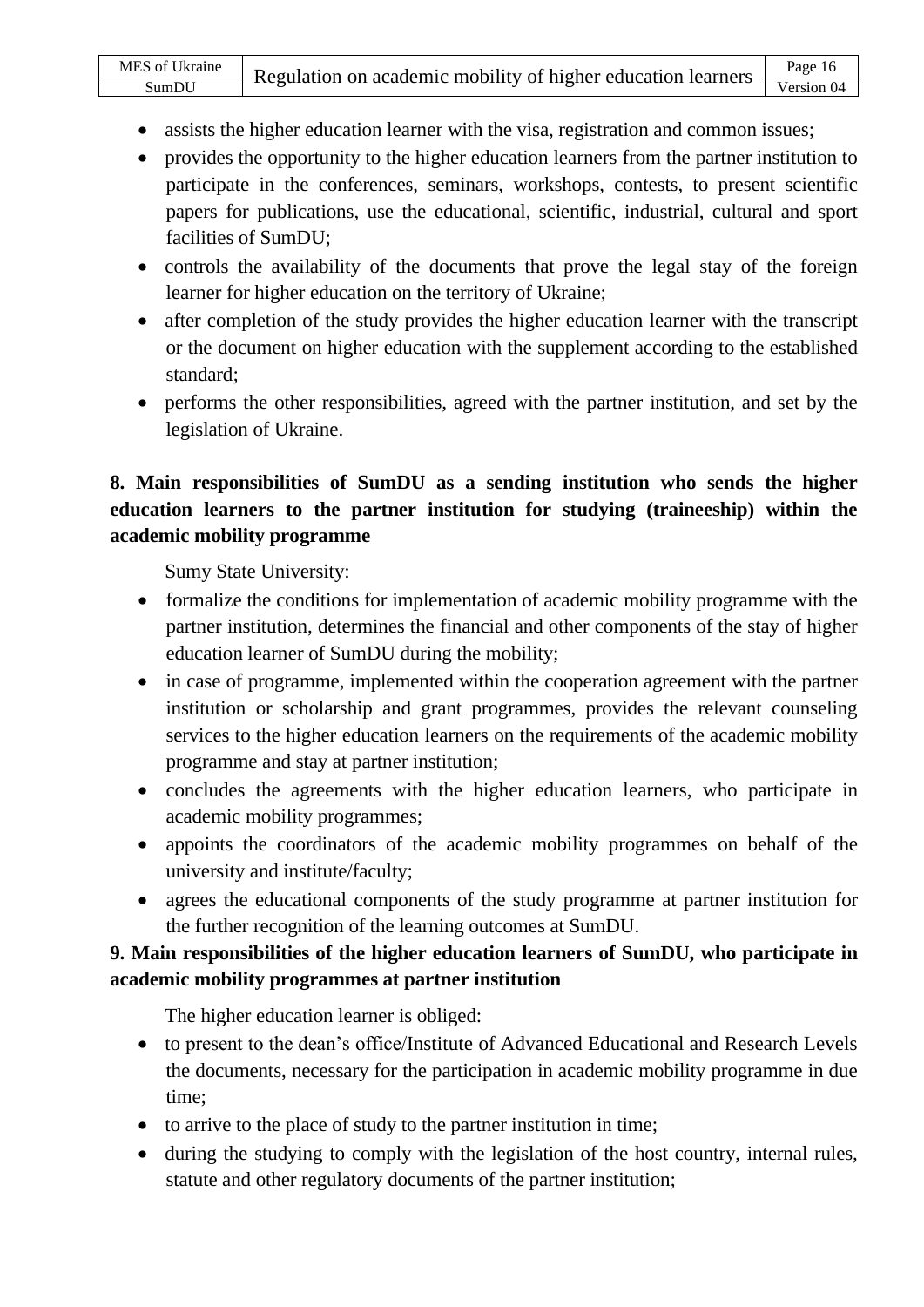- assists the higher education learner with the visa, registration and common issues;
- provides the opportunity to the higher education learners from the partner institution to participate in the conferences, seminars, workshops, contests, to present scientific papers for publications, use the educational, scientific, industrial, cultural and sport facilities of SumDU;
- controls the availability of the documents that prove the legal stay of the foreign learner for higher education on the territory of Ukraine;
- after completion of the study provides the higher education learner with the transcript or the document on higher education with the supplement according to the established standard;
- performs the other responsibilities, agreed with the partner institution, and set by the legislation of Ukraine.

**8. Main responsibilities of SumDU as a sending institution who sends the higher education learners to the partner institution for studying (traineeship) within the academic mobility programme**

Sumy State University:

- formalize the conditions for implementation of academic mobility programme with the partner institution, determines the financial and other components of the stay of higher education learner of SumDU during the mobility;
- in case of programme, implemented within the cooperation agreement with the partner institution or scholarship and grant programmes, provides the relevant counseling services to the higher education learners on the requirements of the academic mobility programme and stay at partner institution;
- concludes the agreements with the higher education learners, who participate in academic mobility programmes;
- appoints the coordinators of the academic mobility programmes on behalf of the university and institute/faculty;
- agrees the educational components of the study programme at partner institution for the further recognition of the learning outcomes at SumDU.

**9. Main responsibilities of the higher education learners of SumDU, who participate in academic mobility programmes at partner institution**

The higher education learner is obliged:

- to present to the dean's office/Institute of Advanced Educational and Research Levels the documents, necessary for the participation in academic mobility programme in due time;
- to arrive to the place of study to the partner institution in time;
- during the studying to comply with the legislation of the host country, internal rules, statute and other regulatory documents of the partner institution;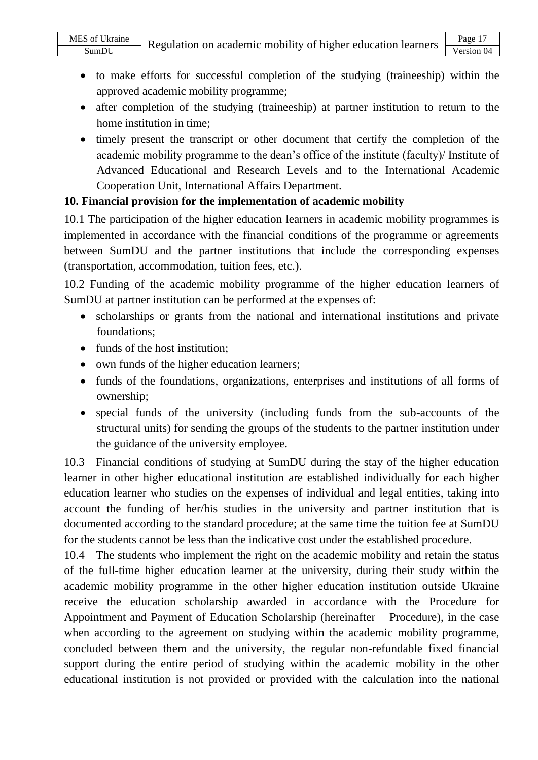- to make efforts for successful completion of the studying (traineeship) within the approved academic mobility programme;
- after completion of the studying (traineeship) at partner institution to return to the home institution in time;
- timely present the transcript or other document that certify the completion of the academic mobility programme to the dean's office of the institute (faculty)/ Institute of Advanced Educational and Research Levels and to the International Academic Cooperation Unit, International Affairs Department.

**10. Financial provision for the implementation of academic mobility**

10.1 The participation of the higher education learners in academic mobility programmes is implemented in accordance with the financial conditions of the programme or agreements between SumDU and the partner institutions that include the corresponding expenses (transportation, accommodation, tuition fees, etc.).

10.2 Funding of the academic mobility programme of the higher education learners of SumDU at partner institution can be performed at the expenses of:

- scholarships or grants from the national and international institutions and private foundations;
- funds of the host institution;
- own funds of the higher education learners;
- funds of the foundations, organizations, enterprises and institutions of all forms of ownership;
- special funds of the university (including funds from the sub-accounts of the structural units) for sending the groups of the students to the partner institution under the guidance of the university employee.

10.3 Financial conditions of studying at SumDU during the stay of the higher education learner in other higher educational institution are established individually for each higher education learner who studies on the expenses of individual and legal entities, taking into account the funding of her/his studies in the university and partner institution that is documented according to the standard procedure; at the same time the tuition fee at SumDU for the students cannot be less than the indicative cost under the established procedure.

10.4 The students who implement the right on the academic mobility and retain the status of the full-time higher education learner at the university, during their study within the academic mobility programme in the other higher education institution outside Ukraine receive the education scholarship awarded in accordance with the Procedure for Appointment and Payment of Education Scholarship (hereinafter – Procedure), in the case when according to the agreement on studying within the academic mobility programme, concluded between them and the university, the regular non-refundable fixed financial support during the entire period of studying within the academic mobility in the other educational institution is not provided or provided with the calculation into the national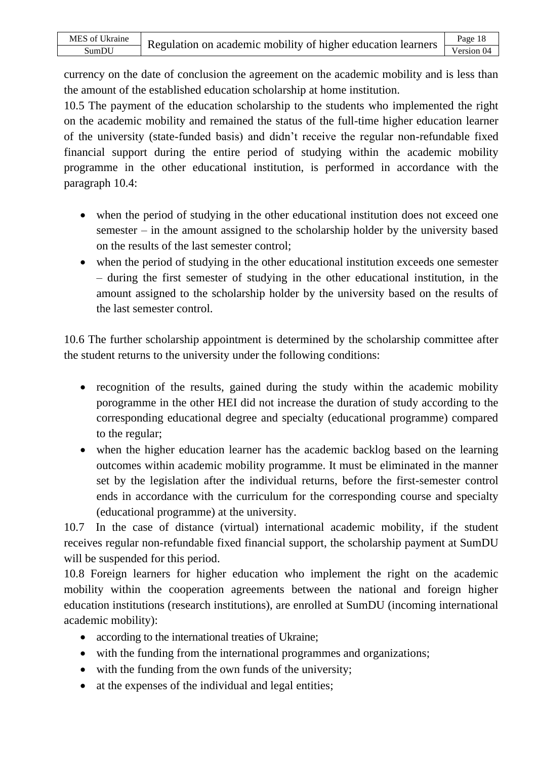currency on the date of conclusion the agreement on the academic mobility and is less than the amount of the established education scholarship at home institution.

10.5 The payment of the education scholarship to the students who implemented the right on the academic mobility and remained the status of the full-time higher education learner of the university (state-funded basis) and didn't receive the regular non-refundable fixed financial support during the entire period of studying within the academic mobility programme in the other educational institution, is performed in accordance with the paragraph 10.4:

- when the period of studying in the other educational institution does not exceed one semester – in the amount assigned to the scholarship holder by the university based on the results of the last semester control;
- when the period of studying in the other educational institution exceeds one semester – during the first semester of studying in the other educational institution, in the amount assigned to the scholarship holder by the university based on the results of the last semester control.

10.6 The further scholarship appointment is determined by the scholarship committee after the student returns to the university under the following conditions:

- recognition of the results, gained during the study within the academic mobility porogramme in the other HEI did not increase the duration of study according to the corresponding educational degree and specialty (educational programme) compared to the regular;
- when the higher education learner has the academic backlog based on the learning outcomes within academic mobility programme. It must be eliminated in the manner set by the legislation after the individual returns, before the first-semester control ends in accordance with the curriculum for the corresponding course and specialty (educational programme) at the university.

10.7 In the case of distance (virtual) international academic mobility, if the student receives regular non-refundable fixed financial support, the scholarship payment at SumDU will be suspended for this period.

10.8 Foreign learners for higher education who implement the right on the academic mobility within the cooperation agreements between the national and foreign higher education institutions (research institutions), are enrolled at SumDU (incoming international academic mobility):

- according to the international treaties of Ukraine;
- with the funding from the international programmes and organizations;
- with the funding from the own funds of the university;
- at the expenses of the individual and legal entities;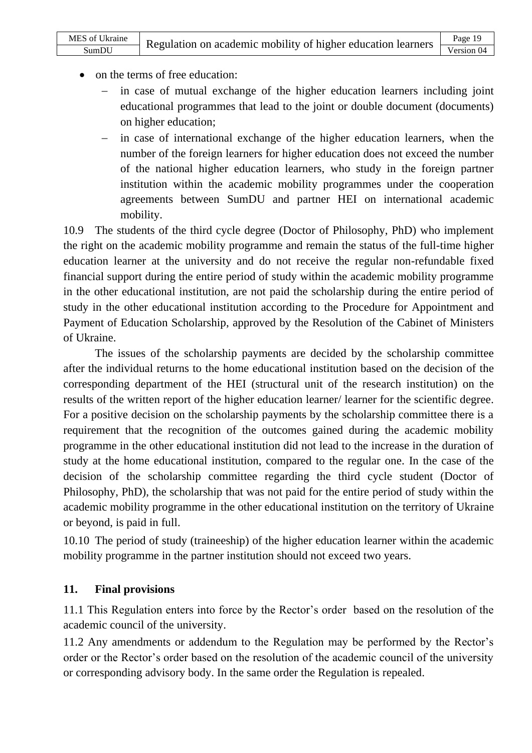- on the terms of free education:
  - in case of mutual exchange of the higher education learners including joint educational programmes that lead to the joint or double document (documents) on higher education;
  - in case of international exchange of the higher education learners, when the number of the foreign learners for higher education does not exceed the number of the national higher education learners, who study in the foreign partner institution within the academic mobility programmes under the cooperation agreements between SumDU and partner HEI on international academic mobility.

10.9 The students of the third cycle degree (Doctor of Philosophy, PhD) who implement the right on the academic mobility programme and remain the status of the full-time higher education learner at the university and do not receive the regular non-refundable fixed financial support during the entire period of study within the academic mobility programme in the other educational institution, are not paid the scholarship during the entire period of study in the other educational institution according to the Procedure for Appointment and Payment of Education Scholarship, approved by the Resolution of the Cabinet of Ministers of Ukraine.

The issues of the scholarship payments are decided by the scholarship committee after the individual returns to the home educational institution based on the decision of the corresponding department of the HEI (structural unit of the research institution) on the results of the written report of the higher education learner/ learner for the scientific degree. For a positive decision on the scholarship payments by the scholarship committee there is a requirement that the recognition of the outcomes gained during the academic mobility programme in the other educational institution did not lead to the increase in the duration of study at the home educational institution, compared to the regular one. In the case of the decision of the scholarship committee regarding the third cycle student (Doctor of Philosophy, PhD), the scholarship that was not paid for the entire period of study within the academic mobility programme in the other educational institution on the territory of Ukraine or beyond, is paid in full.

10.10 The period of study (traineeship) of the higher education learner within the academic mobility programme in the partner institution should not exceed two years.

## 11. Final provisions

11.1 This Regulation enters into force by the Rector's order based on the resolution of the academic council of the university.

11.2 Any amendments or addendum to the Regulation may be performed by the Rector's order or the Rector's order based on the resolution of the academic council of the university or corresponding advisory body. In the same order the Regulation is repealed.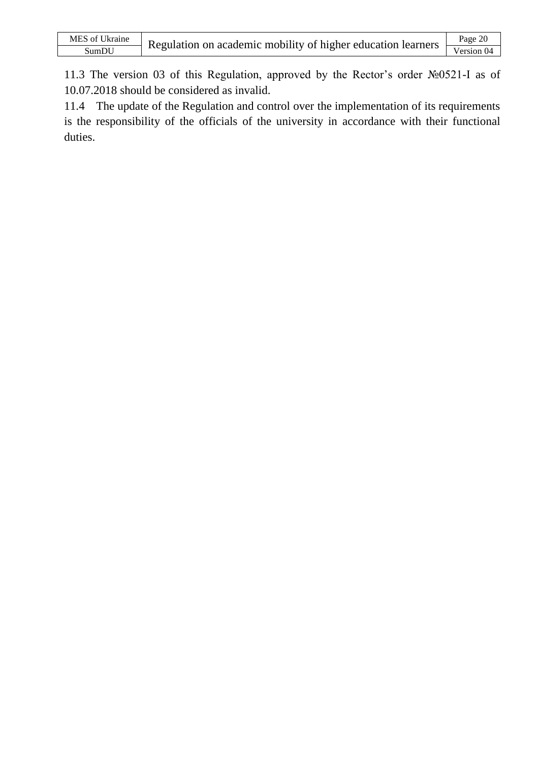11.3 The version 03 of this Regulation, approved by the Rector's order №0521-I as of 10.07.2018 should be considered as invalid.

11.4 The update of the Regulation and control over the implementation of its requirements is the responsibility of the officials of the university in accordance with their functional duties.